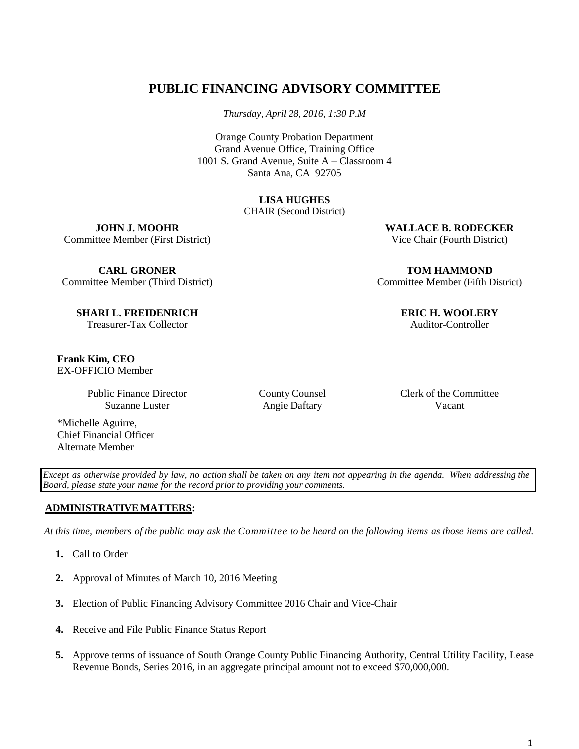# PUBLIC FINANCING ADVISORY COMMITTEE

*Thursday, April 28, 2016, 1:30 P.M*

Orange County Probation Department
Grand Avenue Office, Training Office
1001 S. Grand Avenue, Suite A – Classroom 4
Santa Ana, CA 92705

**LISA HUGHES**
CHAIR (Second District)

**JOHN J. MOOHR**
Committee Member (First District)

**WALLACE B. RODECKER**
Vice Chair (Fourth District)

**CARL GRONER**
Committee Member (Third District)

**TOM HAMMOND**
Committee Member (Fifth District)

**SHARI L. FREIDENRICH**
Treasurer-Tax Collector

**ERIC H. WOOLERY**
Auditor-Controller

**Frank Kim, CEO**
EX-OFFICIO Member

Public Finance Director
Suzanne Luster

County Counsel
Angie Daftary

Clerk of the Committee
Vacant

*Michelle Aguirre,
Chief Financial Officer
Alternate Member

*Except as otherwise provided by law, no action shall be taken on any item not appearing in the agenda. When addressing the Board, please state your name for the record prior to providing your comments.*

## ADMINISTRATIVE MATTERS:

*At this time, members of the public may ask the Committee to be heard on the following items as those items are called.*

1. Call to Order
2. Approval of Minutes of March 10, 2016 Meeting
3. Election of Public Financing Advisory Committee 2016 Chair and Vice-Chair
4. Receive and File Public Finance Status Report
5. Approve terms of issuance of South Orange County Public Financing Authority, Central Utility Facility, Lease Revenue Bonds, Series 2016, in an aggregate principal amount not to exceed $70,000,000.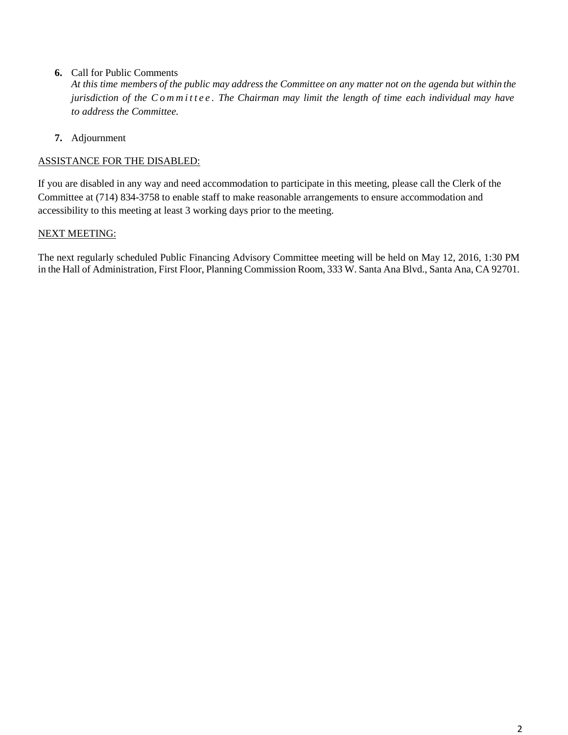**6.** Call for Public Comments

*At this time members of the public may address the Committee on any matter not on the agenda but within the jurisdiction of the Committee. The Chairman may limit the length of time each individual may have to address the Committee.*

**7.** Adjournment

ASSISTANCE FOR THE DISABLED:

If you are disabled in any way and need accommodation to participate in this meeting, please call the Clerk of the Committee at (714) 834-3758 to enable staff to make reasonable arrangements to ensure accommodation and accessibility to this meeting at least 3 working days prior to the meeting.

NEXT MEETING:

The next regularly scheduled Public Financing Advisory Committee meeting will be held on May 12, 2016, 1:30 PM in the Hall of Administration, First Floor, Planning Commission Room, 333 W. Santa Ana Blvd., Santa Ana, CA 92701.